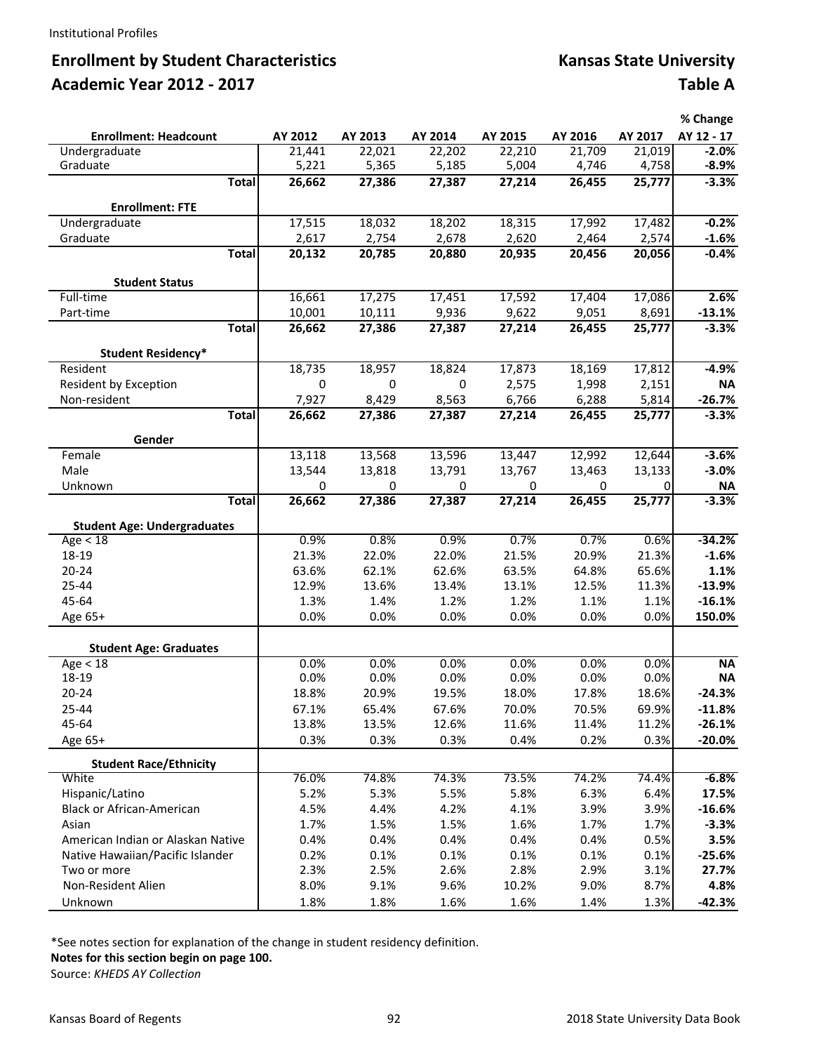Institutional Profiles

## Enrollment by Student Characteristics — Kansas State University
## Academic Year 2012 - 2017 — Table A

| Enrollment: Headcount | AY 2012 | AY 2013 | AY 2014 | AY 2015 | AY 2016 | AY 2017 | % Change AY 12 - 17 |
|---|---|---|---|---|---|---|---|
| Undergraduate | 21,441 | 22,021 | 22,202 | 22,210 | 21,709 | 21,019 | **-2.0%** |
| Graduate | 5,221 | 5,365 | 5,185 | 5,004 | 4,746 | 4,758 | **-8.9%** |
| **Total** | **26,662** | **27,386** | **27,387** | **27,214** | **26,455** | **25,777** | **-3.3%** |
| **Enrollment: FTE** | | | | | | | |
| Undergraduate | 17,515 | 18,032 | 18,202 | 18,315 | 17,992 | 17,482 | **-0.2%** |
| Graduate | 2,617 | 2,754 | 2,678 | 2,620 | 2,464 | 2,574 | **-1.6%** |
| **Total** | **20,132** | **20,785** | **20,880** | **20,935** | **20,456** | **20,056** | **-0.4%** |
| **Student Status** | | | | | | | |
| Full-time | 16,661 | 17,275 | 17,451 | 17,592 | 17,404 | 17,086 | **2.6%** |
| Part-time | 10,001 | 10,111 | 9,936 | 9,622 | 9,051 | 8,691 | **-13.1%** |
| **Total** | **26,662** | **27,386** | **27,387** | **27,214** | **26,455** | **25,777** | **-3.3%** |
| **Student Residency*** | | | | | | | |
| Resident | 18,735 | 18,957 | 18,824 | 17,873 | 18,169 | 17,812 | **-4.9%** |
| Resident by Exception | 0 | 0 | 0 | 2,575 | 1,998 | 2,151 | **NA** |
| Non-resident | 7,927 | 8,429 | 8,563 | 6,766 | 6,288 | 5,814 | **-26.7%** |
| **Total** | **26,662** | **27,386** | **27,387** | **27,214** | **26,455** | **25,777** | **-3.3%** |
| **Gender** | | | | | | | |
| Female | 13,118 | 13,568 | 13,596 | 13,447 | 12,992 | 12,644 | **-3.6%** |
| Male | 13,544 | 13,818 | 13,791 | 13,767 | 13,463 | 13,133 | **-3.0%** |
| Unknown | 0 | 0 | 0 | 0 | 0 | 0 | **NA** |
| **Total** | **26,662** | **27,386** | **27,387** | **27,214** | **26,455** | **25,777** | **-3.3%** |
| **Student Age: Undergraduates** | | | | | | | |
| Age < 18 | 0.9% | 0.8% | 0.9% | 0.7% | 0.7% | 0.6% | **-34.2%** |
| 18-19 | 21.3% | 22.0% | 22.0% | 21.5% | 20.9% | 21.3% | **-1.6%** |
| 20-24 | 63.6% | 62.1% | 62.6% | 63.5% | 64.8% | 65.6% | **1.1%** |
| 25-44 | 12.9% | 13.6% | 13.4% | 13.1% | 12.5% | 11.3% | **-13.9%** |
| 45-64 | 1.3% | 1.4% | 1.2% | 1.2% | 1.1% | 1.1% | **-16.1%** |
| Age 65+ | 0.0% | 0.0% | 0.0% | 0.0% | 0.0% | 0.0% | **150.0%** |
| **Student Age: Graduates** | | | | | | | |
| Age < 18 | 0.0% | 0.0% | 0.0% | 0.0% | 0.0% | 0.0% | **NA** |
| 18-19 | 0.0% | 0.0% | 0.0% | 0.0% | 0.0% | 0.0% | **NA** |
| 20-24 | 18.8% | 20.9% | 19.5% | 18.0% | 17.8% | 18.6% | **-24.3%** |
| 25-44 | 67.1% | 65.4% | 67.6% | 70.0% | 70.5% | 69.9% | **-11.8%** |
| 45-64 | 13.8% | 13.5% | 12.6% | 11.6% | 11.4% | 11.2% | **-26.1%** |
| Age 65+ | 0.3% | 0.3% | 0.3% | 0.4% | 0.2% | 0.3% | **-20.0%** |
| **Student Race/Ethnicity** | | | | | | | |
| White | 76.0% | 74.8% | 74.3% | 73.5% | 74.2% | 74.4% | **-6.8%** |
| Hispanic/Latino | 5.2% | 5.3% | 5.5% | 5.8% | 6.3% | 6.4% | **17.5%** |
| Black or African-American | 4.5% | 4.4% | 4.2% | 4.1% | 3.9% | 3.9% | **-16.6%** |
| Asian | 1.7% | 1.5% | 1.5% | 1.6% | 1.7% | 1.7% | **-3.3%** |
| American Indian or Alaskan Native | 0.4% | 0.4% | 0.4% | 0.4% | 0.4% | 0.5% | **3.5%** |
| Native Hawaiian/Pacific Islander | 0.2% | 0.1% | 0.1% | 0.1% | 0.1% | 0.1% | **-25.6%** |
| Two or more | 2.3% | 2.5% | 2.6% | 2.8% | 2.9% | 3.1% | **27.7%** |
| Non-Resident Alien | 8.0% | 9.1% | 9.6% | 10.2% | 9.0% | 8.7% | **4.8%** |
| Unknown | 1.8% | 1.8% | 1.6% | 1.6% | 1.4% | 1.3% | **-42.3%** |

*See notes section for explanation of the change in student residency definition.

**Notes for this section begin on page 100.**

Source: *KHEDS AY Collection*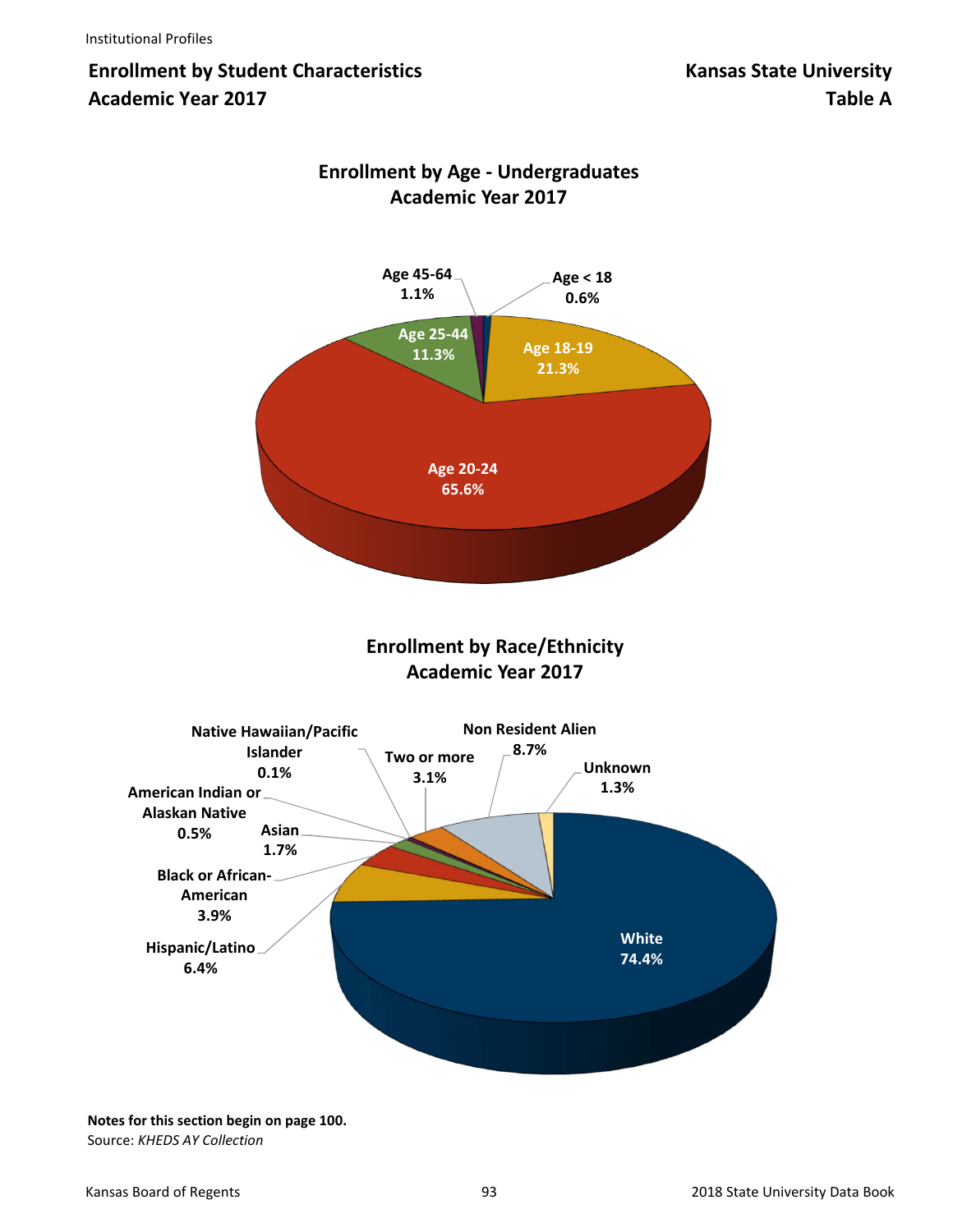**Enrollment by Student Characteristics**
**Academic Year 2017**

**Kansas State University**
**Table A**

## Enrollment by Age - Undergraduates
## Academic Year 2017

| Age Group | Percent |
|---|---|
| Age < 18 | 0.6% |
| Age 18-19 | 21.3% |
| Age 20-24 | 65.6% |
| Age 25-44 | 11.3% |
| Age 45-64 | 1.1% |

## Enrollment by Race/Ethnicity
## Academic Year 2017

| Race/Ethnicity | Percent |
|---|---|
| White | 74.4% |
| Hispanic/Latino | 6.4% |
| Black or African-American | 3.9% |
| Asian | 1.7% |
| American Indian or Alaskan Native | 0.5% |
| Native Hawaiian/Pacific Islander | 0.1% |
| Two or more | 3.1% |
| Non Resident Alien | 8.7% |
| Unknown | 1.3% |

**Notes for this section begin on page 100.**
Source: *KHEDS AY Collection*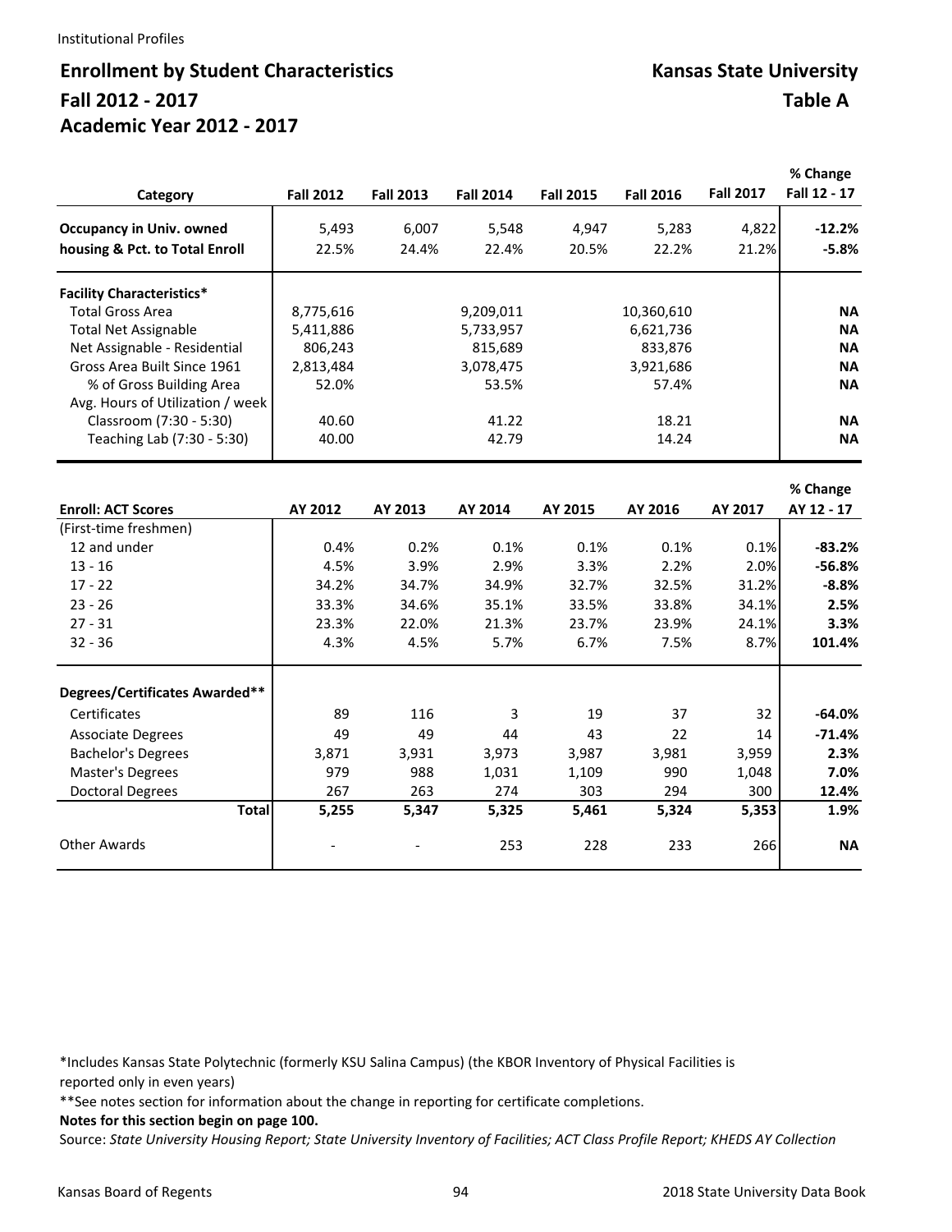# Enrollment by Student Characteristics

## Fall 2012 - 2017

## Academic Year 2012 - 2017

**Kansas State University**

**Table A**

| Category | Fall 2012 | Fall 2013 | Fall 2014 | Fall 2015 | Fall 2016 | Fall 2017 | % Change Fall 12 - 17 |
|---|---|---|---|---|---|---|---|
| **Occupancy in Univ. owned** | 5,493 | 6,007 | 5,548 | 4,947 | 5,283 | 4,822 | **-12.2%** |
| **housing & Pct. to Total Enroll** | 22.5% | 24.4% | 22.4% | 20.5% | 22.2% | 21.2% | **-5.8%** |
| **Facility Characteristics*** | | | | | | | |
| Total Gross Area | 8,775,616 | | 9,209,011 | | 10,360,610 | | **NA** |
| Total Net Assignable | 5,411,886 | | 5,733,957 | | 6,621,736 | | **NA** |
| Net Assignable - Residential | 806,243 | | 815,689 | | 833,876 | | **NA** |
| Gross Area Built Since 1961 | 2,813,484 | | 3,078,475 | | 3,921,686 | | **NA** |
| % of Gross Building Area | 52.0% | | 53.5% | | 57.4% | | **NA** |
| Avg. Hours of Utilization / week | | | | | | | |
| Classroom (7:30 - 5:30) | 40.60 | | 41.22 | | 18.21 | | **NA** |
| Teaching Lab (7:30 - 5:30) | 40.00 | | 42.79 | | 14.24 | | **NA** |

| Enroll: ACT Scores | AY 2012 | AY 2013 | AY 2014 | AY 2015 | AY 2016 | AY 2017 | % Change AY 12 - 17 |
|---|---|---|---|---|---|---|---|
| (First-time freshmen) | | | | | | | |
| 12 and under | 0.4% | 0.2% | 0.1% | 0.1% | 0.1% | 0.1% | **-83.2%** |
| 13 - 16 | 4.5% | 3.9% | 2.9% | 3.3% | 2.2% | 2.0% | **-56.8%** |
| 17 - 22 | 34.2% | 34.7% | 34.9% | 32.7% | 32.5% | 31.2% | **-8.8%** |
| 23 - 26 | 33.3% | 34.6% | 35.1% | 33.5% | 33.8% | 34.1% | **2.5%** |
| 27 - 31 | 23.3% | 22.0% | 21.3% | 23.7% | 23.9% | 24.1% | **3.3%** |
| 32 - 36 | 4.3% | 4.5% | 5.7% | 6.7% | 7.5% | 8.7% | **101.4%** |
| **Degrees/Certificates Awarded**** | | | | | | | |
| Certificates | 89 | 116 | 3 | 19 | 37 | 32 | **-64.0%** |
| Associate Degrees | 49 | 49 | 44 | 43 | 22 | 14 | **-71.4%** |
| Bachelor's Degrees | 3,871 | 3,931 | 3,973 | 3,987 | 3,981 | 3,959 | **2.3%** |
| Master's Degrees | 979 | 988 | 1,031 | 1,109 | 990 | 1,048 | **7.0%** |
| Doctoral Degrees | 267 | 263 | 274 | 303 | 294 | 300 | **12.4%** |
| **Total** | **5,255** | **5,347** | **5,325** | **5,461** | **5,324** | **5,353** | **1.9%** |
| Other Awards | - | - | 253 | 228 | 233 | 266 | **NA** |

*Includes Kansas State Polytechnic (formerly KSU Salina Campus) (the KBOR Inventory of Physical Facilities is reported only in even years)

**See notes section for information about the change in reporting for certificate completions.

**Notes for this section begin on page 100.**

Source: *State University Housing Report; State University Inventory of Facilities; ACT Class Profile Report; KHEDS AY Collection*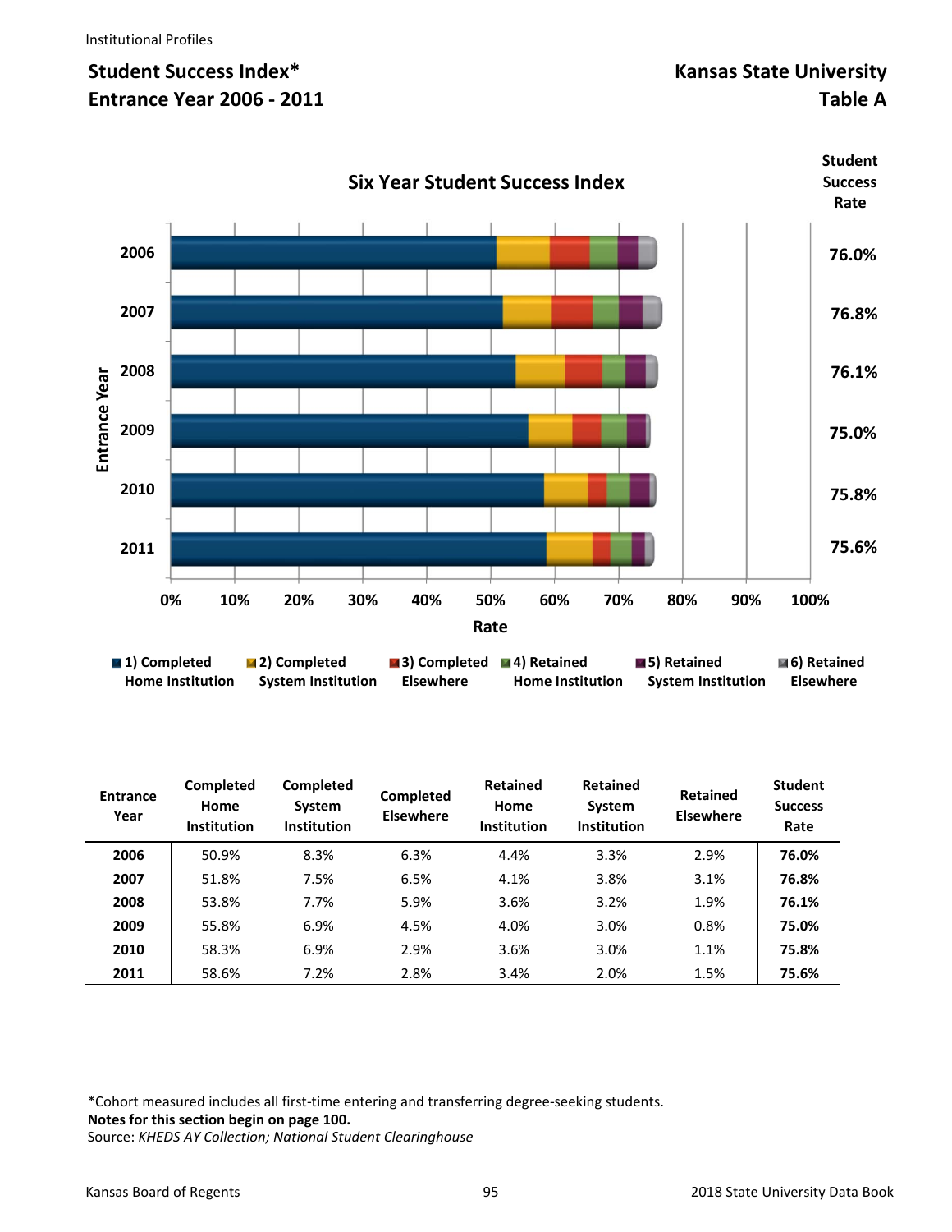Institutional Profiles

## Student Success Index*
## Entrance Year 2006 - 2011

## Kansas State University
## Table A

### Six Year Student Success Index

| Entrance Year | Student Success Rate |
|---|---|
| 2006 | 76.0% |
| 2007 | 76.8% |
| 2008 | 76.1% |
| 2009 | 75.0% |
| 2010 | 75.8% |
| 2011 | 75.6% |

Legend: 1) Completed Home Institution; 2) Completed System Institution; 3) Completed Elsewhere; 4) Retained Home Institution; 5) Retained System Institution; 6) Retained Elsewhere

| Entrance Year | Completed Home Institution | Completed System Institution | Completed Elsewhere | Retained Home Institution | Retained System Institution | Retained Elsewhere | Student Success Rate |
|---|---|---|---|---|---|---|---|
| **2006** | 50.9% | 8.3% | 6.3% | 4.4% | 3.3% | 2.9% | **76.0%** |
| **2007** | 51.8% | 7.5% | 6.5% | 4.1% | 3.8% | 3.1% | **76.8%** |
| **2008** | 53.8% | 7.7% | 5.9% | 3.6% | 3.2% | 1.9% | **76.1%** |
| **2009** | 55.8% | 6.9% | 4.5% | 4.0% | 3.0% | 0.8% | **75.0%** |
| **2010** | 58.3% | 6.9% | 2.9% | 3.6% | 3.0% | 1.1% | **75.8%** |
| **2011** | 58.6% | 7.2% | 2.8% | 3.4% | 2.0% | 1.5% | **75.6%** |

*Cohort measured includes all first-time entering and transferring degree-seeking students.
**Notes for this section begin on page 100.**
Source: *KHEDS AY Collection; National Student Clearinghouse*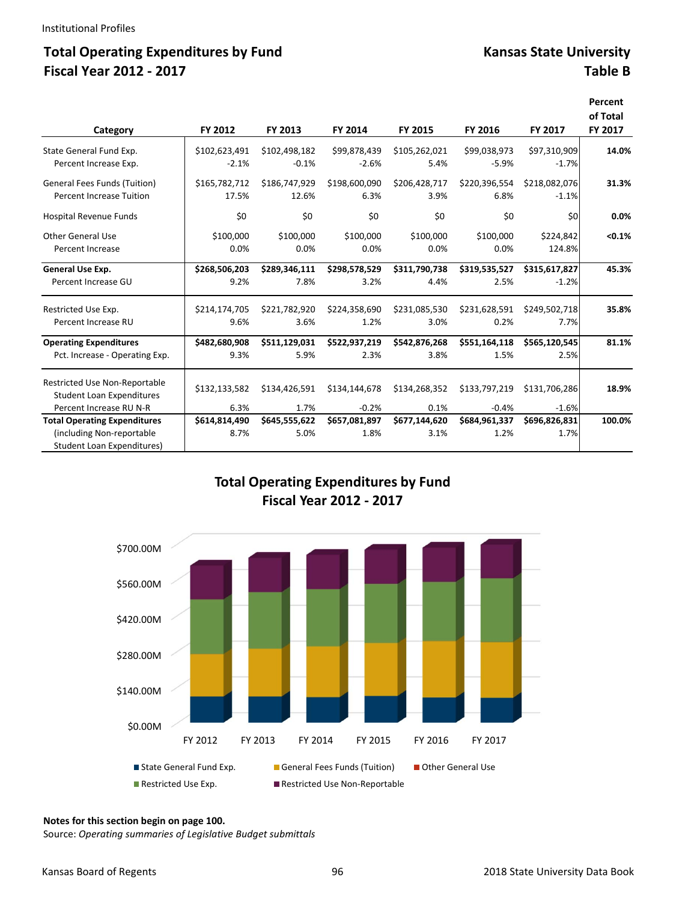Institutional Profiles

# Total Operating Expenditures by Fund
## Fiscal Year 2012 - 2017

## Kansas State University
## Table B

| Category | FY 2012 | FY 2013 | FY 2014 | FY 2015 | FY 2016 | FY 2017 | Percent of Total FY 2017 |
|---|---|---|---|---|---|---|---|
| State General Fund Exp. | $102,623,491 | $102,498,182 | $99,878,439 | $105,262,021 | $99,038,973 | $97,310,909 | **14.0%** |
| Percent Increase Exp. | -2.1% | -0.1% | -2.6% | 5.4% | -5.9% | -1.7% | |
| General Fees Funds (Tuition) | $165,782,712 | $186,747,929 | $198,600,090 | $206,428,717 | $220,396,554 | $218,082,076 | **31.3%** |
| Percent Increase Tuition | 17.5% | 12.6% | 6.3% | 3.9% | 6.8% | -1.1% | |
| Hospital Revenue Funds | $0 | $0 | $0 | $0 | $0 | $0 | **0.0%** |
| Other General Use | $100,000 | $100,000 | $100,000 | $100,000 | $100,000 | $224,842 | **<0.1%** |
| Percent Increase | 0.0% | 0.0% | 0.0% | 0.0% | 0.0% | 124.8% | |
| **General Use Exp.** | **$268,506,203** | **$289,346,111** | **$298,578,529** | **$311,790,738** | **$319,535,527** | **$315,617,827** | **45.3%** |
| Percent Increase GU | 9.2% | 7.8% | 3.2% | 4.4% | 2.5% | -1.2% | |
| Restricted Use Exp. | $214,174,705 | $221,782,920 | $224,358,690 | $231,085,530 | $231,628,591 | $249,502,718 | **35.8%** |
| Percent Increase RU | 9.6% | 3.6% | 1.2% | 3.0% | 0.2% | 7.7% | |
| **Operating Expenditures** | **$482,680,908** | **$511,129,031** | **$522,937,219** | **$542,876,268** | **$551,164,118** | **$565,120,545** | **81.1%** |
| Pct. Increase - Operating Exp. | 9.3% | 5.9% | 2.3% | 3.8% | 1.5% | 2.5% | |
| Restricted Use Non-Reportable Student Loan Expenditures | $132,133,582 | $134,426,591 | $134,144,678 | $134,268,352 | $133,797,219 | $131,706,286 | **18.9%** |
| Percent Increase RU N-R | 6.3% | 1.7% | -0.2% | 0.1% | -0.4% | -1.6% | |
| **Total Operating Expenditures** (including Non-reportable Student Loan Expenditures) | **$614,814,490** | **$645,555,622** | **$657,081,897** | **$677,144,620** | **$684,961,337** | **$696,826,831** | **100.0%** |
| | 8.7% | 5.0% | 1.8% | 3.1% | 1.2% | 1.7% | |

## Total Operating Expenditures by Fund
## Fiscal Year 2012 - 2017

$700.00M
$560.00M
$420.00M
$280.00M
$140.00M
$0.00M

FY 2012 FY 2013 FY 2014 FY 2015 FY 2016 FY 2017

State General Fund Exp. | General Fees Funds (Tuition) | Other General Use | Restricted Use Exp. | Restricted Use Non-Reportable

**Notes for this section begin on page 100.**

Source: *Operating summaries of Legislative Budget submittals*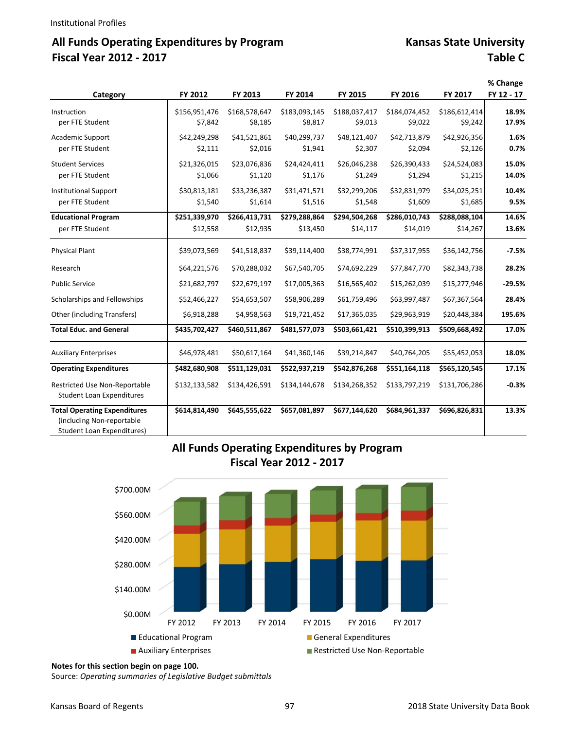Institutional Profiles

## All Funds Operating Expenditures by Program
## Fiscal Year 2012 - 2017

## Kansas State University
## Table C

| Category | FY 2012 | FY 2013 | FY 2014 | FY 2015 | FY 2016 | FY 2017 | % Change FY 12 - 17 |
|---|---|---|---|---|---|---|---|
| Instruction | $156,951,476 | $168,578,647 | $183,093,145 | $188,037,417 | $184,074,452 | $186,612,414 | **18.9%** |
| per FTE Student | $7,842 | $8,185 | $8,817 | $9,013 | $9,022 | $9,242 | **17.9%** |
| Academic Support | $42,249,298 | $41,521,861 | $40,299,737 | $48,121,407 | $42,713,879 | $42,926,356 | **1.6%** |
| per FTE Student | $2,111 | $2,016 | $1,941 | $2,307 | $2,094 | $2,126 | **0.7%** |
| Student Services | $21,326,015 | $23,076,836 | $24,424,411 | $26,046,238 | $26,390,433 | $24,524,083 | **15.0%** |
| per FTE Student | $1,066 | $1,120 | $1,176 | $1,249 | $1,294 | $1,215 | **14.0%** |
| Institutional Support | $30,813,181 | $33,236,387 | $31,471,571 | $32,299,206 | $32,831,979 | $34,025,251 | **10.4%** |
| per FTE Student | $1,540 | $1,614 | $1,516 | $1,548 | $1,609 | $1,685 | **9.5%** |
| **Educational Program** | **$251,339,970** | **$266,413,731** | **$279,288,864** | **$294,504,268** | **$286,010,743** | **$288,088,104** | **14.6%** |
| per FTE Student | $12,558 | $12,935 | $13,450 | $14,117 | $14,019 | $14,267 | **13.6%** |
| Physical Plant | $39,073,569 | $41,518,837 | $39,114,400 | $38,774,991 | $37,317,955 | $36,142,756 | **-7.5%** |
| Research | $64,221,576 | $70,288,032 | $67,540,705 | $74,692,229 | $77,847,770 | $82,343,738 | **28.2%** |
| Public Service | $21,682,797 | $22,679,197 | $17,005,363 | $16,565,402 | $15,262,039 | $15,277,946 | **-29.5%** |
| Scholarships and Fellowships | $52,466,227 | $54,653,507 | $58,906,289 | $61,759,496 | $63,997,487 | $67,367,564 | **28.4%** |
| Other (including Transfers) | $6,918,288 | $4,958,563 | $19,721,452 | $17,365,035 | $29,963,919 | $20,448,384 | **195.6%** |
| **Total Educ. and General** | **$435,702,427** | **$460,511,867** | **$481,577,073** | **$503,661,421** | **$510,399,913** | **$509,668,492** | **17.0%** |
| Auxiliary Enterprises | $46,978,481 | $50,617,164 | $41,360,146 | $39,214,847 | $40,764,205 | $55,452,053 | **18.0%** |
| **Operating Expenditures** | **$482,680,908** | **$511,129,031** | **$522,937,219** | **$542,876,268** | **$551,164,118** | **$565,120,545** | **17.1%** |
| Restricted Use Non-Reportable Student Loan Expenditures | $132,133,582 | $134,426,591 | $134,144,678 | $134,268,352 | $133,797,219 | $131,706,286 | **-0.3%** |
| **Total Operating Expenditures** (including Non-reportable Student Loan Expenditures) | **$614,814,490** | **$645,555,622** | **$657,081,897** | **$677,144,620** | **$684,961,337** | **$696,826,831** | **13.3%** |

## All Funds Operating Expenditures by Program
## Fiscal Year 2012 - 2017

**Notes for this section begin on page 100.**

Source: *Operating summaries of Legislative Budget submittals*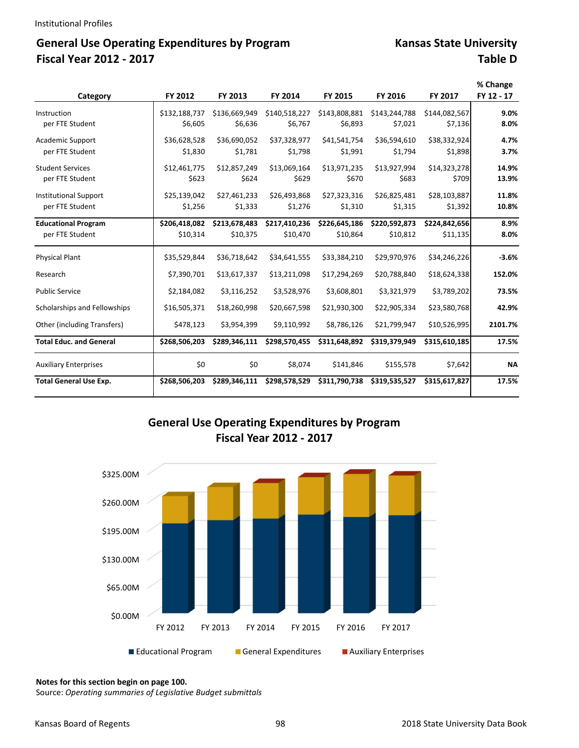## General Use Operating Expenditures by Program
## Fiscal Year 2012 - 2017

## Kansas State University
## Table D

| Category | FY 2012 | FY 2013 | FY 2014 | FY 2015 | FY 2016 | FY 2017 | % Change FY 12 - 17 |
|---|---|---|---|---|---|---|---|
| Instruction | $132,188,737 | $136,669,949 | $140,518,227 | $143,808,881 | $143,244,788 | $144,082,567 | **9.0%** |
| per FTE Student | $6,605 | $6,636 | $6,767 | $6,893 | $7,021 | $7,136 | **8.0%** |
| Academic Support | $36,628,528 | $36,690,052 | $37,328,977 | $41,541,754 | $36,594,610 | $38,332,924 | **4.7%** |
| per FTE Student | $1,830 | $1,781 | $1,798 | $1,991 | $1,794 | $1,898 | **3.7%** |
| Student Services | $12,461,775 | $12,857,249 | $13,069,164 | $13,971,235 | $13,927,994 | $14,323,278 | **14.9%** |
| per FTE Student | $623 | $624 | $629 | $670 | $683 | $709 | **13.9%** |
| Institutional Support | $25,139,042 | $27,461,233 | $26,493,868 | $27,323,316 | $26,825,481 | $28,103,887 | **11.8%** |
| per FTE Student | $1,256 | $1,333 | $1,276 | $1,310 | $1,315 | $1,392 | **10.8%** |
| **Educational Program** | **$206,418,082** | **$213,678,483** | **$217,410,236** | **$226,645,186** | **$220,592,873** | **$224,842,656** | **8.9%** |
| per FTE Student | $10,314 | $10,375 | $10,470 | $10,864 | $10,812 | $11,135 | **8.0%** |
| Physical Plant | $35,529,844 | $36,718,642 | $34,641,555 | $33,384,210 | $29,970,976 | $34,246,226 | **-3.6%** |
| Research | $7,390,701 | $13,617,337 | $13,211,098 | $17,294,269 | $20,788,840 | $18,624,338 | **152.0%** |
| Public Service | $2,184,082 | $3,116,252 | $3,528,976 | $3,608,801 | $3,321,979 | $3,789,202 | **73.5%** |
| Scholarships and Fellowships | $16,505,371 | $18,260,998 | $20,667,598 | $21,930,300 | $22,905,334 | $23,580,768 | **42.9%** |
| Other (including Transfers) | $478,123 | $3,954,399 | $9,110,992 | $8,786,126 | $21,799,947 | $10,526,995 | **2101.7%** |
| **Total Educ. and General** | **$268,506,203** | **$289,346,111** | **$298,570,455** | **$311,648,892** | **$319,379,949** | **$315,610,185** | **17.5%** |
| Auxiliary Enterprises | $0 | $0 | $8,074 | $141,846 | $155,578 | $7,642 | **NA** |
| **Total General Use Exp.** | **$268,506,203** | **$289,346,111** | **$298,578,529** | **$311,790,738** | **$319,535,527** | **$315,617,827** | **17.5%** |

## General Use Operating Expenditures by Program
## Fiscal Year 2012 - 2017

**Notes for this section begin on page 100.**

Source: *Operating summaries of Legislative Budget submittals*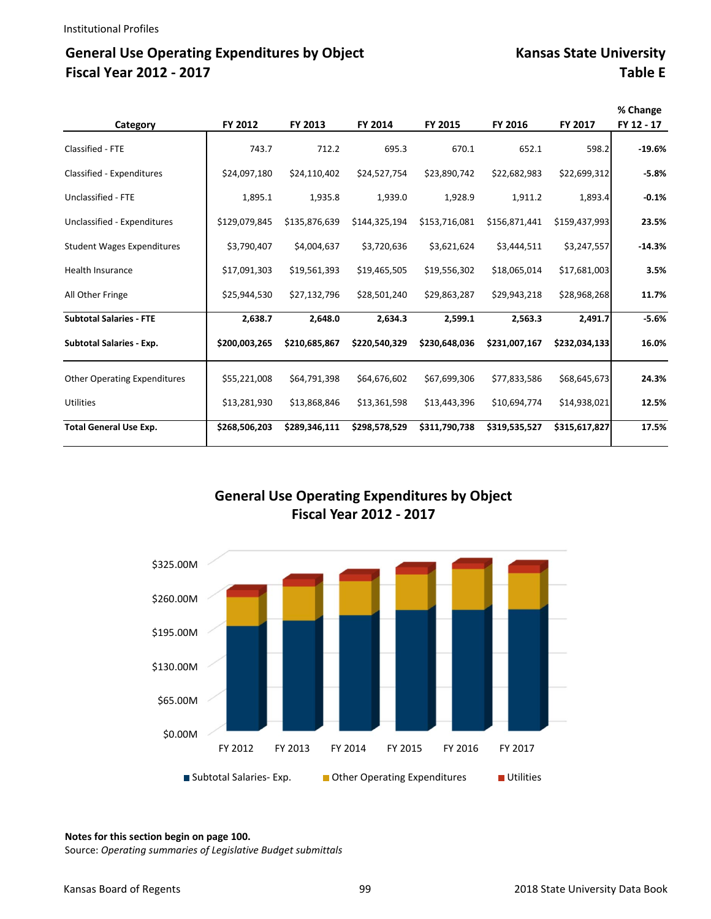Institutional Profiles

## General Use Operating Expenditures by Object
## Fiscal Year 2012 - 2017

## Kansas State University
## Table E

| Category | FY 2012 | FY 2013 | FY 2014 | FY 2015 | FY 2016 | FY 2017 | % Change FY 12 - 17 |
|---|---|---|---|---|---|---|---|
| Classified - FTE | 743.7 | 712.2 | 695.3 | 670.1 | 652.1 | 598.2 | **-19.6%** |
| Classified - Expenditures | $24,097,180 | $24,110,402 | $24,527,754 | $23,890,742 | $22,682,983 | $22,699,312 | **-5.8%** |
| Unclassified - FTE | 1,895.1 | 1,935.8 | 1,939.0 | 1,928.9 | 1,911.2 | 1,893.4 | **-0.1%** |
| Unclassified - Expenditures | $129,079,845 | $135,876,639 | $144,325,194 | $153,716,081 | $156,871,441 | $159,437,993 | **23.5%** |
| Student Wages Expenditures | $3,790,407 | $4,004,637 | $3,720,636 | $3,621,624 | $3,444,511 | $3,247,557 | **-14.3%** |
| Health Insurance | $17,091,303 | $19,561,393 | $19,465,505 | $19,556,302 | $18,065,014 | $17,681,003 | **3.5%** |
| All Other Fringe | $25,944,530 | $27,132,796 | $28,501,240 | $29,863,287 | $29,943,218 | $28,968,268 | **11.7%** |
| **Subtotal Salaries - FTE** | **2,638.7** | **2,648.0** | **2,634.3** | **2,599.1** | **2,563.3** | **2,491.7** | **-5.6%** |
| **Subtotal Salaries - Exp.** | **$200,003,265** | **$210,685,867** | **$220,540,329** | **$230,648,036** | **$231,007,167** | **$232,034,133** | **16.0%** |
| Other Operating Expenditures | $55,221,008 | $64,791,398 | $64,676,602 | $67,699,306 | $77,833,586 | $68,645,673 | **24.3%** |
| Utilities | $13,281,930 | $13,868,846 | $13,361,598 | $13,443,396 | $10,694,774 | $14,938,021 | **12.5%** |
| **Total General Use Exp.** | **$268,506,203** | **$289,346,111** | **$298,578,529** | **$311,790,738** | **$319,535,527** | **$315,617,827** | **17.5%** |

### General Use Operating Expenditures by Object
### Fiscal Year 2012 - 2017

**Notes for this section begin on page 100.**
Source: *Operating summaries of Legislative Budget submittals*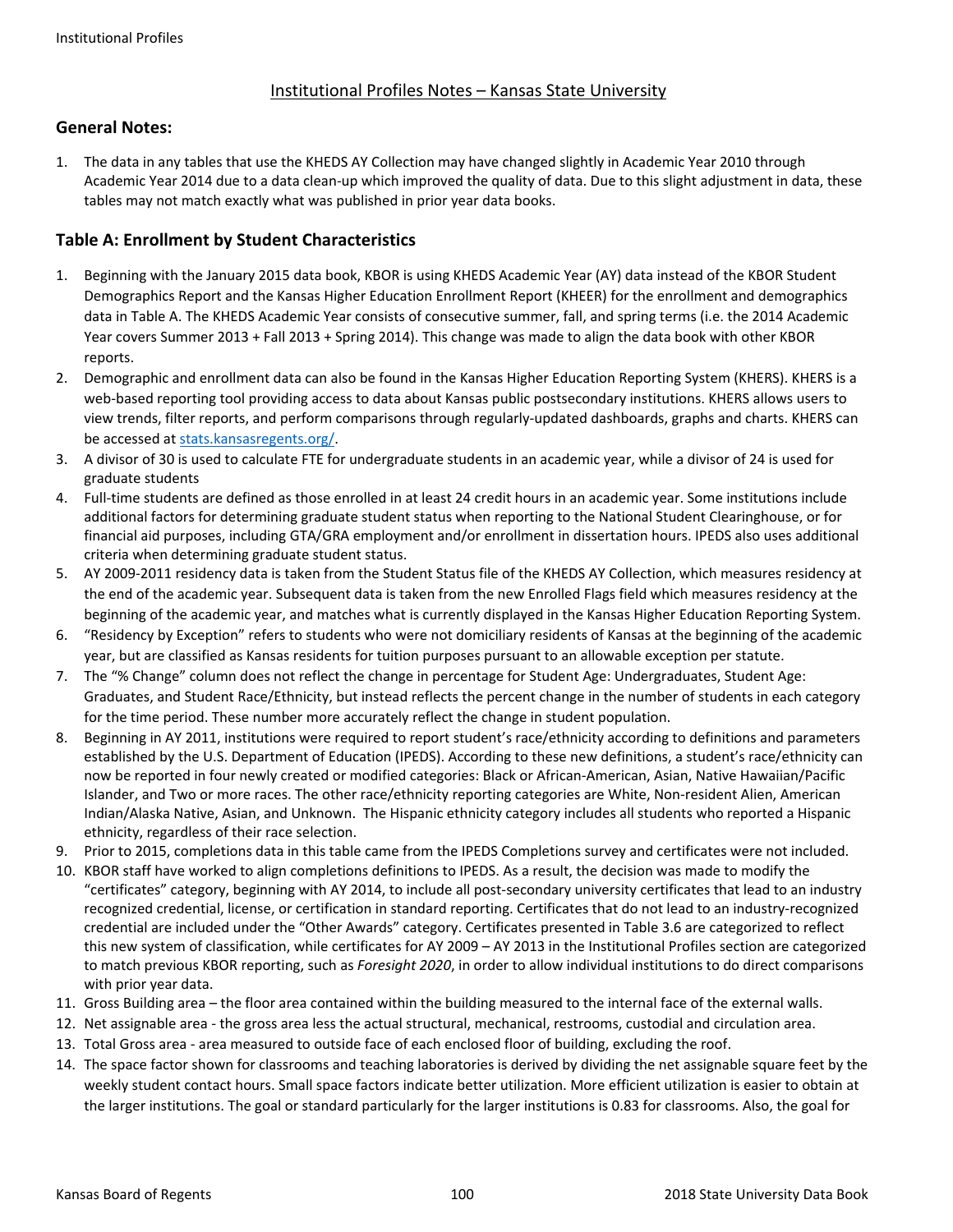# Institutional Profiles Notes – Kansas State University

## General Notes:

1. The data in any tables that use the KHEDS AY Collection may have changed slightly in Academic Year 2010 through Academic Year 2014 due to a data clean-up which improved the quality of data. Due to this slight adjustment in data, these tables may not match exactly what was published in prior year data books.

## Table A: Enrollment by Student Characteristics

1. Beginning with the January 2015 data book, KBOR is using KHEDS Academic Year (AY) data instead of the KBOR Student Demographics Report and the Kansas Higher Education Enrollment Report (KHEER) for the enrollment and demographics data in Table A. The KHEDS Academic Year consists of consecutive summer, fall, and spring terms (i.e. the 2014 Academic Year covers Summer 2013 + Fall 2013 + Spring 2014). This change was made to align the data book with other KBOR reports.
2. Demographic and enrollment data can also be found in the Kansas Higher Education Reporting System (KHERS). KHERS is a web-based reporting tool providing access to data about Kansas public postsecondary institutions. KHERS allows users to view trends, filter reports, and perform comparisons through regularly-updated dashboards, graphs and charts. KHERS can be accessed at [stats.kansasregents.org/](stats.kansasregents.org/).
3. A divisor of 30 is used to calculate FTE for undergraduate students in an academic year, while a divisor of 24 is used for graduate students
4. Full-time students are defined as those enrolled in at least 24 credit hours in an academic year. Some institutions include additional factors for determining graduate student status when reporting to the National Student Clearinghouse, or for financial aid purposes, including GTA/GRA employment and/or enrollment in dissertation hours. IPEDS also uses additional criteria when determining graduate student status.
5. AY 2009-2011 residency data is taken from the Student Status file of the KHEDS AY Collection, which measures residency at the end of the academic year. Subsequent data is taken from the new Enrolled Flags field which measures residency at the beginning of the academic year, and matches what is currently displayed in the Kansas Higher Education Reporting System.
6. "Residency by Exception" refers to students who were not domiciliary residents of Kansas at the beginning of the academic year, but are classified as Kansas residents for tuition purposes pursuant to an allowable exception per statute.
7. The "% Change" column does not reflect the change in percentage for Student Age: Undergraduates, Student Age: Graduates, and Student Race/Ethnicity, but instead reflects the percent change in the number of students in each category for the time period. These number more accurately reflect the change in student population.
8. Beginning in AY 2011, institutions were required to report student's race/ethnicity according to definitions and parameters established by the U.S. Department of Education (IPEDS). According to these new definitions, a student's race/ethnicity can now be reported in four newly created or modified categories: Black or African-American, Asian, Native Hawaiian/Pacific Islander, and Two or more races. The other race/ethnicity reporting categories are White, Non-resident Alien, American Indian/Alaska Native, Asian, and Unknown. The Hispanic ethnicity category includes all students who reported a Hispanic ethnicity, regardless of their race selection.
9. Prior to 2015, completions data in this table came from the IPEDS Completions survey and certificates were not included.
10. KBOR staff have worked to align completions definitions to IPEDS. As a result, the decision was made to modify the "certificates" category, beginning with AY 2014, to include all post-secondary university certificates that lead to an industry recognized credential, license, or certification in standard reporting. Certificates that do not lead to an industry-recognized credential are included under the "Other Awards" category. Certificates presented in Table 3.6 are categorized to reflect this new system of classification, while certificates for AY 2009 – AY 2013 in the Institutional Profiles section are categorized to match previous KBOR reporting, such as *Foresight 2020*, in order to allow individual institutions to do direct comparisons with prior year data.
11. Gross Building area – the floor area contained within the building measured to the internal face of the external walls.
12. Net assignable area - the gross area less the actual structural, mechanical, restrooms, custodial and circulation area.
13. Total Gross area - area measured to outside face of each enclosed floor of building, excluding the roof.
14. The space factor shown for classrooms and teaching laboratories is derived by dividing the net assignable square feet by the weekly student contact hours. Small space factors indicate better utilization. More efficient utilization is easier to obtain at the larger institutions. The goal or standard particularly for the larger institutions is 0.83 for classrooms. Also, the goal for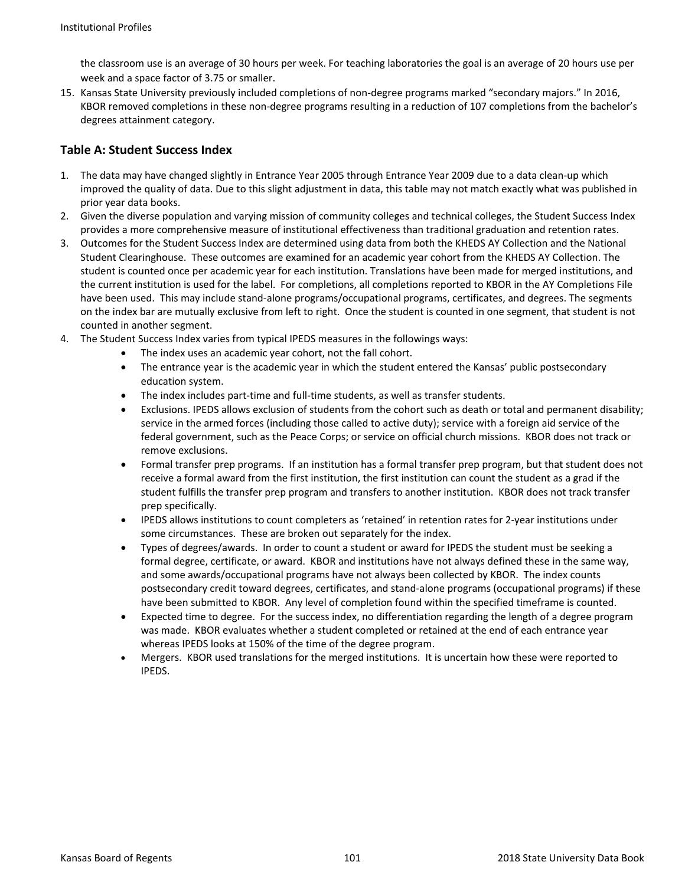the classroom use is an average of 30 hours per week. For teaching laboratories the goal is an average of 20 hours use per week and a space factor of 3.75 or smaller.

15. Kansas State University previously included completions of non-degree programs marked "secondary majors." In 2016, KBOR removed completions in these non-degree programs resulting in a reduction of 107 completions from the bachelor's degrees attainment category.

## Table A: Student Success Index

1. The data may have changed slightly in Entrance Year 2005 through Entrance Year 2009 due to a data clean-up which improved the quality of data. Due to this slight adjustment in data, this table may not match exactly what was published in prior year data books.
2. Given the diverse population and varying mission of community colleges and technical colleges, the Student Success Index provides a more comprehensive measure of institutional effectiveness than traditional graduation and retention rates.
3. Outcomes for the Student Success Index are determined using data from both the KHEDS AY Collection and the National Student Clearinghouse. These outcomes are examined for an academic year cohort from the KHEDS AY Collection. The student is counted once per academic year for each institution. Translations have been made for merged institutions, and the current institution is used for the label. For completions, all completions reported to KBOR in the AY Completions File have been used. This may include stand-alone programs/occupational programs, certificates, and degrees. The segments on the index bar are mutually exclusive from left to right. Once the student is counted in one segment, that student is not counted in another segment.
4. The Student Success Index varies from typical IPEDS measures in the followings ways:
   - The index uses an academic year cohort, not the fall cohort.
   - The entrance year is the academic year in which the student entered the Kansas' public postsecondary education system.
   - The index includes part-time and full-time students, as well as transfer students.
   - Exclusions. IPEDS allows exclusion of students from the cohort such as death or total and permanent disability; service in the armed forces (including those called to active duty); service with a foreign aid service of the federal government, such as the Peace Corps; or service on official church missions. KBOR does not track or remove exclusions.
   - Formal transfer prep programs. If an institution has a formal transfer prep program, but that student does not receive a formal award from the first institution, the first institution can count the student as a grad if the student fulfills the transfer prep program and transfers to another institution. KBOR does not track transfer prep specifically.
   - IPEDS allows institutions to count completers as 'retained' in retention rates for 2-year institutions under some circumstances. These are broken out separately for the index.
   - Types of degrees/awards. In order to count a student or award for IPEDS the student must be seeking a formal degree, certificate, or award. KBOR and institutions have not always defined these in the same way, and some awards/occupational programs have not always been collected by KBOR. The index counts postsecondary credit toward degrees, certificates, and stand-alone programs (occupational programs) if these have been submitted to KBOR. Any level of completion found within the specified timeframe is counted.
   - Expected time to degree. For the success index, no differentiation regarding the length of a degree program was made. KBOR evaluates whether a student completed or retained at the end of each entrance year whereas IPEDS looks at 150% of the time of the degree program.
   - Mergers. KBOR used translations for the merged institutions. It is uncertain how these were reported to IPEDS.